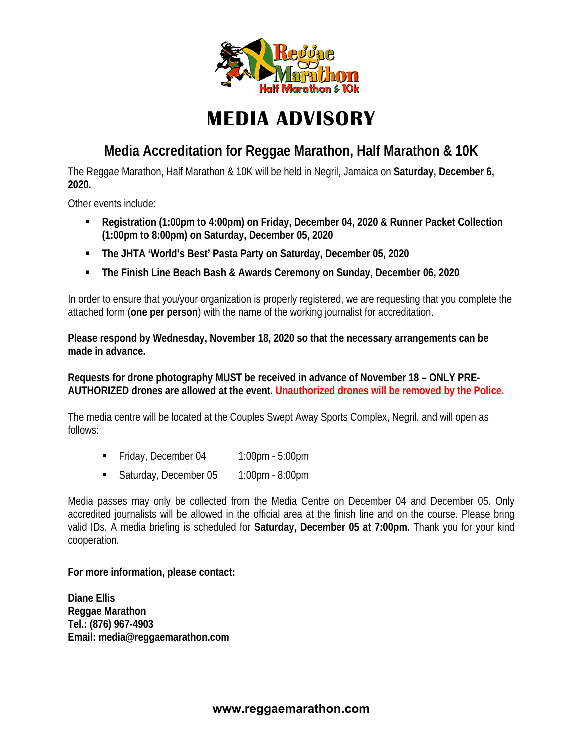# MEDIA ADVISORY

## Media Accreditation for Reggae Marathon, Half Marathon & 10K

The Reggae Marathon, Half Marathon & 10K will be held in Negril, Jamaica on **Saturday, December 6, 2020.**

Other events include:

- **Registration (1:00pm to 4:00pm) on Friday, December 04, 2020 & Runner Packet Collection (1:00pm to 8:00pm) on Saturday, December 05, 2020**
- **The JHTA 'World's Best' Pasta Party on Saturday, December 05, 2020**
- **The Finish Line Beach Bash & Awards Ceremony on Sunday, December 06, 2020**

In order to ensure that you/your organization is properly registered, we are requesting that you complete the attached form (**one per person**) with the name of the working journalist for accreditation.

**Please respond by Wednesday, November 18, 2020 so that the necessary arrangements can be made in advance.**

**Requests for drone photography MUST be received in advance of November 18 – ONLY PRE-AUTHORIZED drones are allowed at the event. Unauthorized drones will be removed by the Police.**

The media centre will be located at the Couples Swept Away Sports Complex, Negril, and will open as follows:

- Friday, December 04 — 1:00pm - 5:00pm
- Saturday, December 05 — 1:00pm - 8:00pm

Media passes may only be collected from the Media Centre on December 04 and December 05. Only accredited journalists will be allowed in the official area at the finish line and on the course. Please bring valid IDs. A media briefing is scheduled for **Saturday, December 05 at 7:00pm.** Thank you for your kind cooperation.

**For more information, please contact:**

**Diane Ellis**
**Reggae Marathon**
**Tel.: (876) 967-4903**
**Email: media@reggaemarathon.com**

**www.reggaemarathon.com**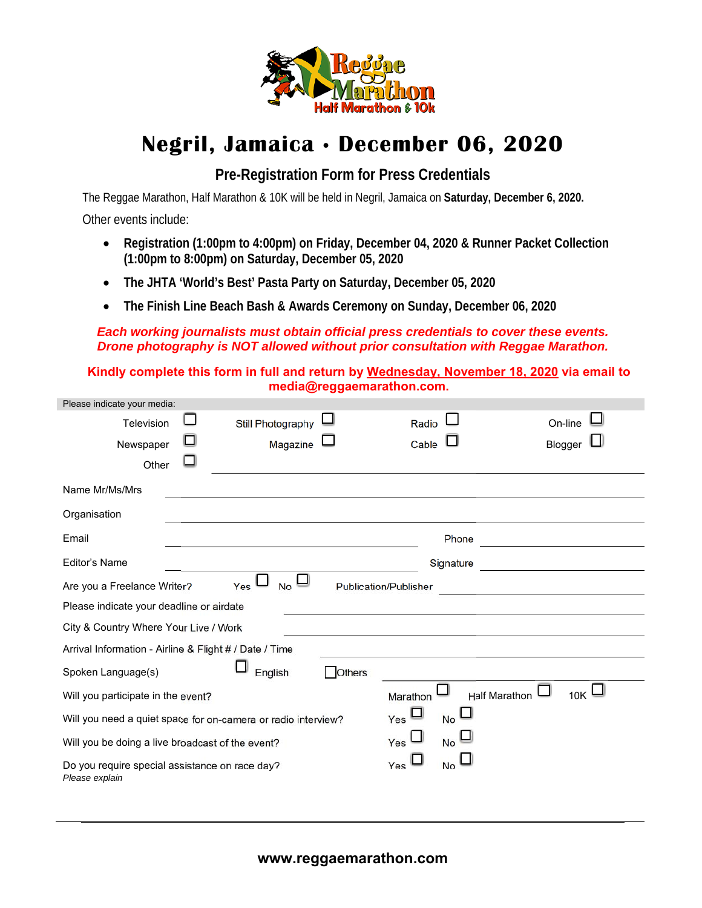Reggae Marathon
Half Marathon & 10k

# Negril, Jamaica • December 06, 2020

## Pre-Registration Form for Press Credentials

The Reggae Marathon, Half Marathon & 10K will be held in Negril, Jamaica on **Saturday, December 6, 2020.**

Other events include:

- **Registration (1:00pm to 4:00pm) on Friday, December 04, 2020 & Runner Packet Collection (1:00pm to 8:00pm) on Saturday, December 05, 2020**
- **The JHTA 'World's Best' Pasta Party on Saturday, December 05, 2020**
- **The Finish Line Beach Bash & Awards Ceremony on Sunday, December 06, 2020**

***Each working journalists must obtain official press credentials to cover these events. Drone photography is NOT allowed without prior consultation with Reggae Marathon.***

**Kindly complete this form in full and return by Wednesday, November 18, 2020 via email to media@reggaemarathon.com.**

Please indicate your media:

Television ☐ Still Photography ☐ Radio ☐ On-line ☐

Newspaper ☐ Magazine ☐ Cable ☐ Blogger ☐

Other ☐ ____________________

Name Mr/Ms/Mrs ____________________

Organisation ____________________

Email ____________________ Phone ____________________

Editor's Name ____________________ Signature ____________________

Are you a Freelance Writer? Yes ☐ No ☐ Publication/Publisher ____________________

Please indicate your deadline or airdate ____________________

City & Country Where Your Live / Work ____________________

Arrival Information - Airline & Flight # / Date / Time ____________________

Spoken Language(s) ☐ English ☐ Others ____________________

Will you participate in the event? Marathon ☐ Half Marathon ☐ 10K ☐

Will you need a quiet space for on-camera or radio interview? Yes ☐ No ☐

Will you be doing a live broadcast of the event? Yes ☐ No ☐

Do you require special assistance on race day? Yes ☐ No ☐

*Please explain*

____________________

www.reggaemarathon.com